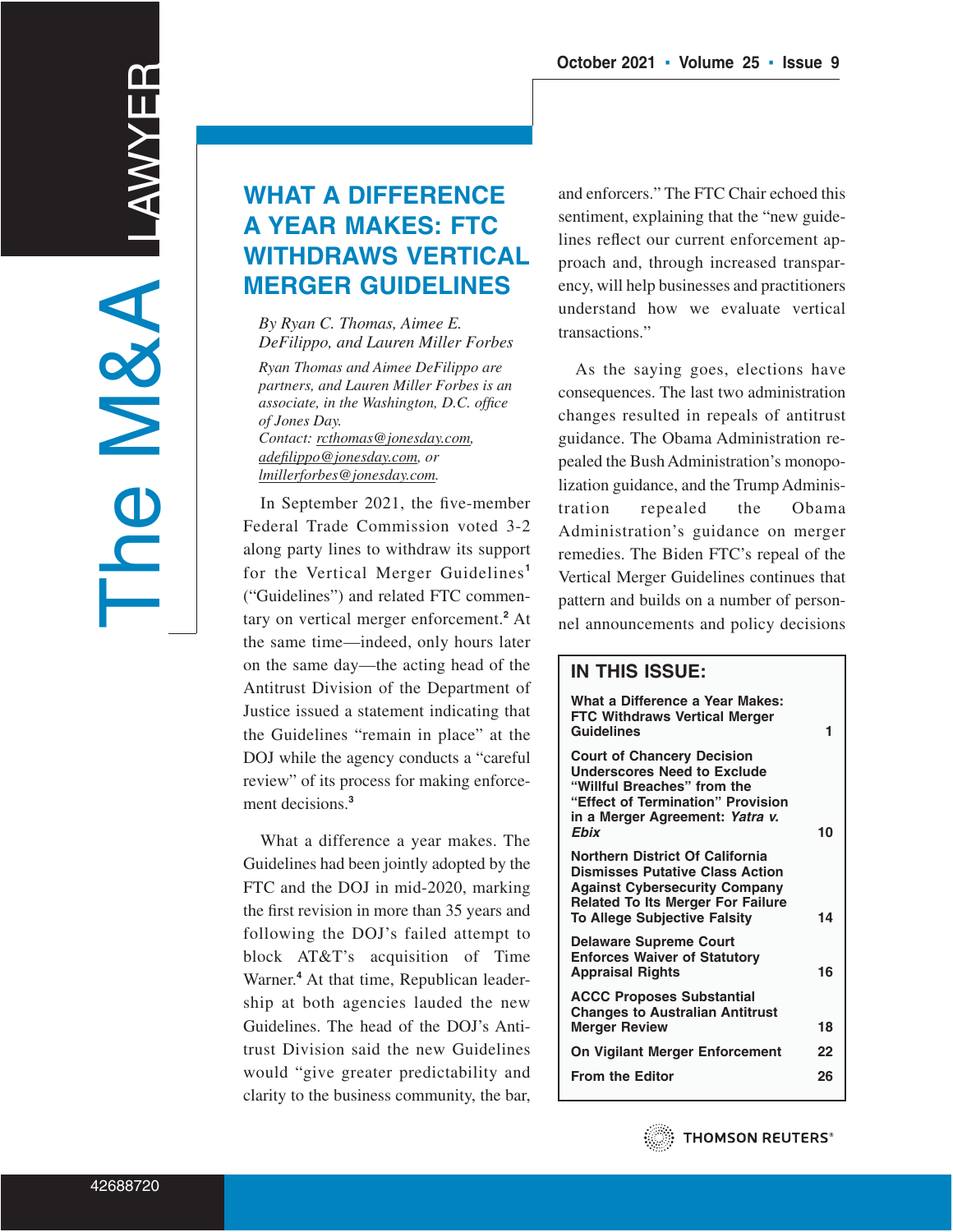# WHAT A DIFFERENCE A YEAR MAKES: FTC WITHDRAWS VERTICAL MERGER GUIDELINES

*By Ryan C. Thomas, Aimee E. DeFilippo, and Lauren Miller Forbes*

*Ryan Thomas and Aimee DeFilippo are partners, and Lauren Miller Forbes is an associate, in the Washington, D.C. office of Jones Day.*
*Contact: rcthomas@jonesday.com, adefilippo@jonesday.com, or lmillerforbes@jonesday.com.*

In September 2021, the five-member Federal Trade Commission voted 3-2 along party lines to withdraw its support for the Vertical Merger Guidelines[1] ("Guidelines") and related FTC commentary on vertical merger enforcement.[2] At the same time—indeed, only hours later on the same day—the acting head of the Antitrust Division of the Department of Justice issued a statement indicating that the Guidelines "remain in place" at the DOJ while the agency conducts a "careful review" of its process for making enforcement decisions.[3]

What a difference a year makes. The Guidelines had been jointly adopted by the FTC and the DOJ in mid-2020, marking the first revision in more than 35 years and following the DOJ's failed attempt to block AT&T's acquisition of Time Warner.[4] At that time, Republican leadership at both agencies lauded the new Guidelines. The head of the DOJ's Antitrust Division said the new Guidelines would "give greater predictability and clarity to the business community, the bar, and enforcers." The FTC Chair echoed this sentiment, explaining that the "new guidelines reflect our current enforcement approach and, through increased transparency, will help businesses and practitioners understand how we evaluate vertical transactions."

As the saying goes, elections have consequences. The last two administration changes resulted in repeals of antitrust guidance. The Obama Administration repealed the Bush Administration's monopolization guidance, and the Trump Administration repealed the Obama Administration's guidance on merger remedies. The Biden FTC's repeal of the Vertical Merger Guidelines continues that pattern and builds on a number of personnel announcements and policy decisions

## IN THIS ISSUE:

| | |
|---|---|
| What a Difference a Year Makes: FTC Withdraws Vertical Merger Guidelines | 1 |
| Court of Chancery Decision Underscores Need to Exclude "Willful Breaches" from the "Effect of Termination" Provision in a Merger Agreement: *Yatra v. Ebix* | 10 |
| Northern District Of California Dismisses Putative Class Action Against Cybersecurity Company Related To Its Merger For Failure To Allege Subjective Falsity | 14 |
| Delaware Supreme Court Enforces Waiver of Statutory Appraisal Rights | 16 |
| ACCC Proposes Substantial Changes to Australian Antitrust Merger Review | 18 |
| On Vigilant Merger Enforcement | 22 |
| From the Editor | 26 |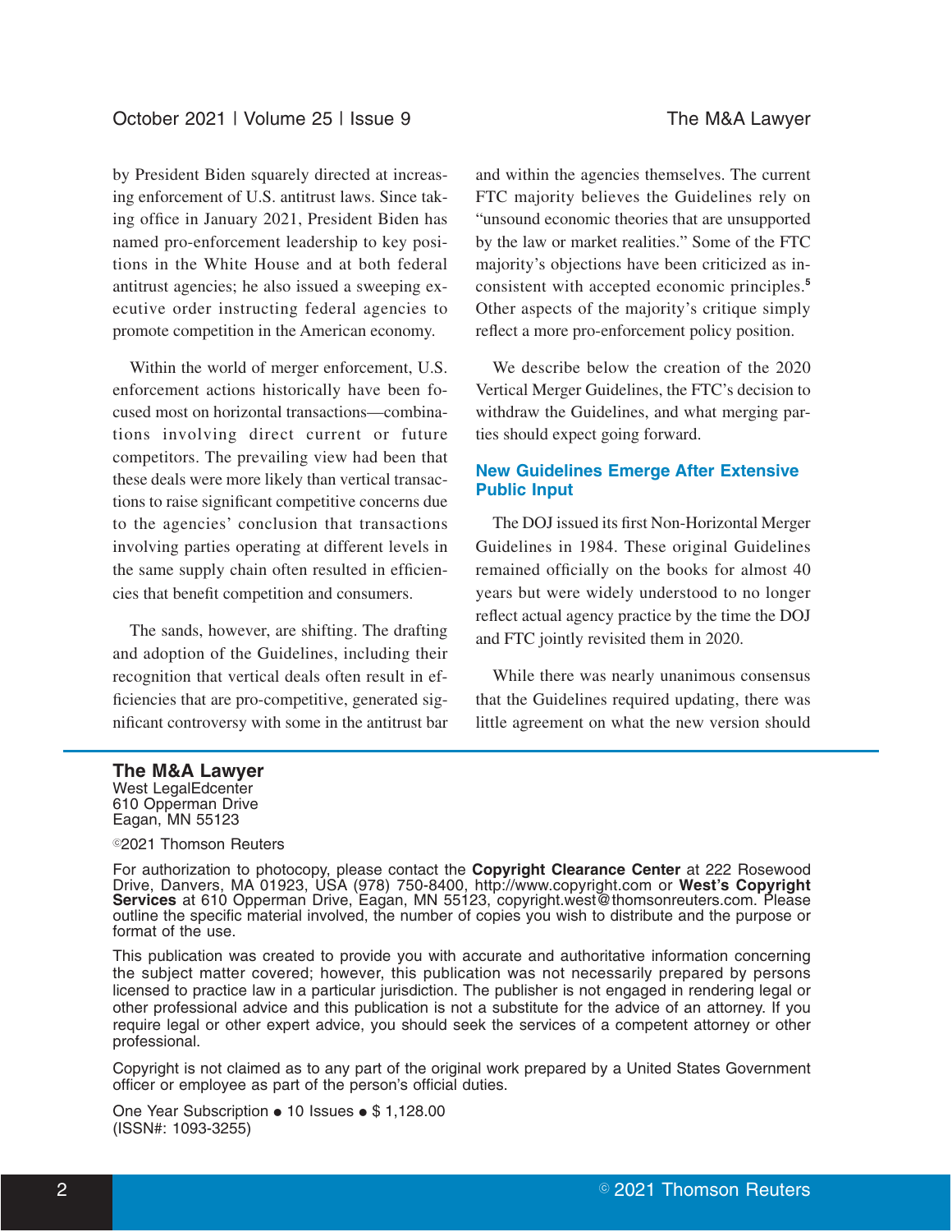by President Biden squarely directed at increasing enforcement of U.S. antitrust laws. Since taking office in January 2021, President Biden has named pro-enforcement leadership to key positions in the White House and at both federal antitrust agencies; he also issued a sweeping executive order instructing federal agencies to promote competition in the American economy.

Within the world of merger enforcement, U.S. enforcement actions historically have been focused most on horizontal transactions—combinations involving direct current or future competitors. The prevailing view had been that these deals were more likely than vertical transactions to raise significant competitive concerns due to the agencies' conclusion that transactions involving parties operating at different levels in the same supply chain often resulted in efficiencies that benefit competition and consumers.

The sands, however, are shifting. The drafting and adoption of the Guidelines, including their recognition that vertical deals often result in efficiencies that are pro-competitive, generated significant controversy with some in the antitrust bar and within the agencies themselves. The current FTC majority believes the Guidelines rely on "unsound economic theories that are unsupported by the law or market realities." Some of the FTC majority's objections have been criticized as inconsistent with accepted economic principles.[5] Other aspects of the majority's critique simply reflect a more pro-enforcement policy position.

We describe below the creation of the 2020 Vertical Merger Guidelines, the FTC's decision to withdraw the Guidelines, and what merging parties should expect going forward.

## New Guidelines Emerge After Extensive Public Input

The DOJ issued its first Non-Horizontal Merger Guidelines in 1984. These original Guidelines remained officially on the books for almost 40 years but were widely understood to no longer reflect actual agency practice by the time the DOJ and FTC jointly revisited them in 2020.

While there was nearly unanimous consensus that the Guidelines required updating, there was little agreement on what the new version should

**The M&A Lawyer**
West LegalEdcenter
610 Opperman Drive
Eagan, MN 55123

©2021 Thomson Reuters

For authorization to photocopy, please contact the **Copyright Clearance Center** at 222 Rosewood Drive, Danvers, MA 01923, USA (978) 750-8400, http://www.copyright.com or **West's Copyright Services** at 610 Opperman Drive, Eagan, MN 55123, copyright.west@thomsonreuters.com. Please outline the specific material involved, the number of copies you wish to distribute and the purpose or format of the use.

This publication was created to provide you with accurate and authoritative information concerning the subject matter covered; however, this publication was not necessarily prepared by persons licensed to practice law in a particular jurisdiction. The publisher is not engaged in rendering legal or other professional advice and this publication is not a substitute for the advice of an attorney. If you require legal or other expert advice, you should seek the services of a competent attorney or other professional.

Copyright is not claimed as to any part of the original work prepared by a United States Government officer or employee as part of the person's official duties.

One Year Subscription • 10 Issues • $ 1,128.00
(ISSN#: 1093-3255)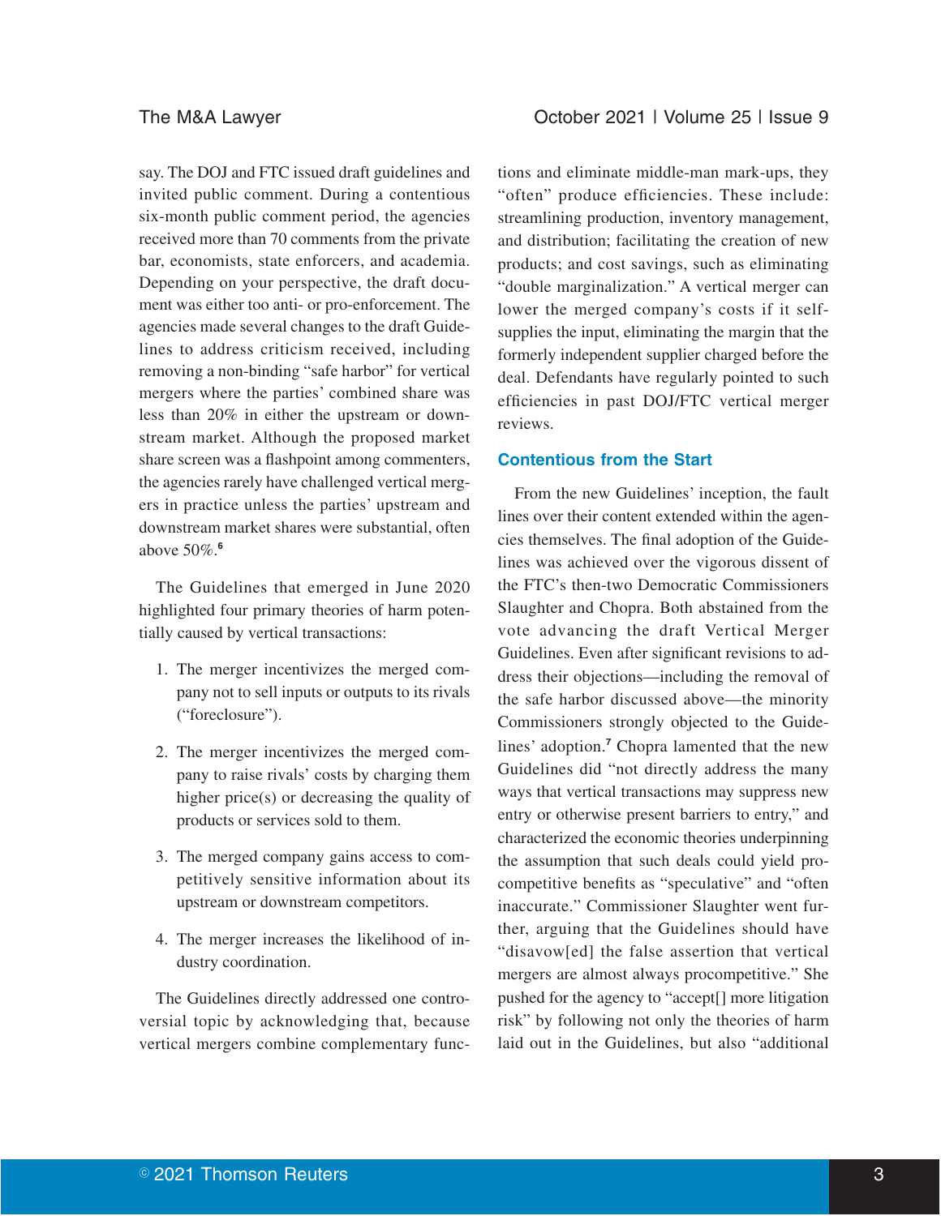say. The DOJ and FTC issued draft guidelines and invited public comment. During a contentious six-month public comment period, the agencies received more than 70 comments from the private bar, economists, state enforcers, and academia. Depending on your perspective, the draft document was either too anti- or pro-enforcement. The agencies made several changes to the draft Guidelines to address criticism received, including removing a non-binding "safe harbor" for vertical mergers where the parties' combined share was less than 20% in either the upstream or downstream market. Although the proposed market share screen was a flashpoint among commenters, the agencies rarely have challenged vertical mergers in practice unless the parties' upstream and downstream market shares were substantial, often above 50%.[6]

The Guidelines that emerged in June 2020 highlighted four primary theories of harm potentially caused by vertical transactions:

1. The merger incentivizes the merged company not to sell inputs or outputs to its rivals ("foreclosure").
2. The merger incentivizes the merged company to raise rivals' costs by charging them higher price(s) or decreasing the quality of products or services sold to them.
3. The merged company gains access to competitively sensitive information about its upstream or downstream competitors.
4. The merger increases the likelihood of industry coordination.

The Guidelines directly addressed one controversial topic by acknowledging that, because vertical mergers combine complementary functions and eliminate middle-man mark-ups, they "often" produce efficiencies. These include: streamlining production, inventory management, and distribution; facilitating the creation of new products; and cost savings, such as eliminating "double marginalization." A vertical merger can lower the merged company's costs if it self-supplies the input, eliminating the margin that the formerly independent supplier charged before the deal. Defendants have regularly pointed to such efficiencies in past DOJ/FTC vertical merger reviews.

## Contentious from the Start

From the new Guidelines' inception, the fault lines over their content extended within the agencies themselves. The final adoption of the Guidelines was achieved over the vigorous dissent of the FTC's then-two Democratic Commissioners Slaughter and Chopra. Both abstained from the vote advancing the draft Vertical Merger Guidelines. Even after significant revisions to address their objections—including the removal of the safe harbor discussed above—the minority Commissioners strongly objected to the Guidelines' adoption.[7] Chopra lamented that the new Guidelines did "not directly address the many ways that vertical transactions may suppress new entry or otherwise present barriers to entry," and characterized the economic theories underpinning the assumption that such deals could yield pro-competitive benefits as "speculative" and "often inaccurate." Commissioner Slaughter went further, arguing that the Guidelines should have "disavow[ed] the false assertion that vertical mergers are almost always procompetitive." She pushed for the agency to "accept[] more litigation risk" by following not only the theories of harm laid out in the Guidelines, but also "additional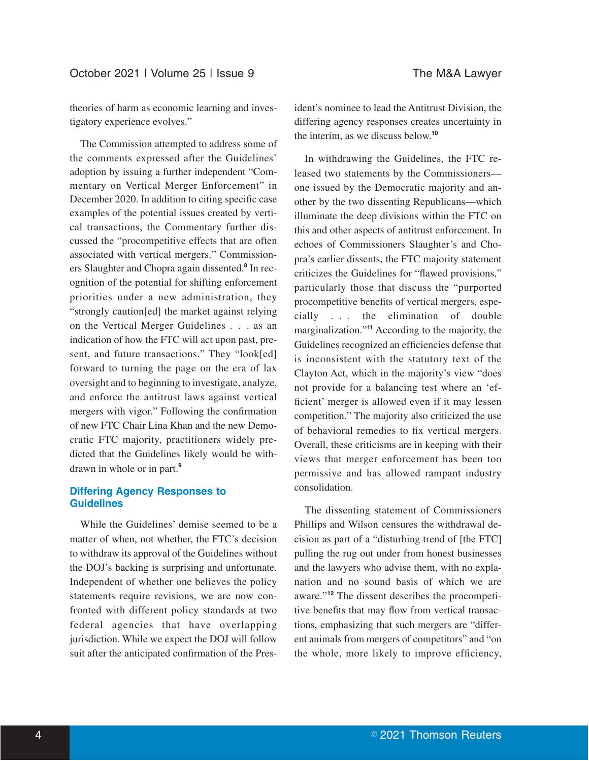theories of harm as economic learning and investigatory experience evolves."

The Commission attempted to address some of the comments expressed after the Guidelines' adoption by issuing a further independent "Commentary on Vertical Merger Enforcement" in December 2020. In addition to citing specific case examples of the potential issues created by vertical transactions, the Commentary further discussed the "procompetitive effects that are often associated with vertical mergers." Commissioners Slaughter and Chopra again dissented.[8] In recognition of the potential for shifting enforcement priorities under a new administration, they "strongly caution[ed] the market against relying on the Vertical Merger Guidelines . . . as an indication of how the FTC will act upon past, present, and future transactions." They "look[ed] forward to turning the page on the era of lax oversight and to beginning to investigate, analyze, and enforce the antitrust laws against vertical mergers with vigor." Following the confirmation of new FTC Chair Lina Khan and the new Democratic FTC majority, practitioners widely predicted that the Guidelines likely would be withdrawn in whole or in part.[9]

## Differing Agency Responses to Guidelines

While the Guidelines' demise seemed to be a matter of when, not whether, the FTC's decision to withdraw its approval of the Guidelines without the DOJ's backing is surprising and unfortunate. Independent of whether one believes the policy statements require revisions, we are now confronted with different policy standards at two federal agencies that have overlapping jurisdiction. While we expect the DOJ will follow suit after the anticipated confirmation of the President's nominee to lead the Antitrust Division, the differing agency responses creates uncertainty in the interim, as we discuss below.[10]

In withdrawing the Guidelines, the FTC released two statements by the Commissioners—one issued by the Democratic majority and another by the two dissenting Republicans—which illuminate the deep divisions within the FTC on this and other aspects of antitrust enforcement. In echoes of Commissioners Slaughter's and Chopra's earlier dissents, the FTC majority statement criticizes the Guidelines for "flawed provisions," particularly those that discuss the "purported procompetitive benefits of vertical mergers, especially . . . the elimination of double marginalization."[11] According to the majority, the Guidelines recognized an efficiencies defense that is inconsistent with the statutory text of the Clayton Act, which in the majority's view "does not provide for a balancing test where an 'efficient' merger is allowed even if it may lessen competition." The majority also criticized the use of behavioral remedies to fix vertical mergers. Overall, these criticisms are in keeping with their views that merger enforcement has been too permissive and has allowed rampant industry consolidation.

The dissenting statement of Commissioners Phillips and Wilson censures the withdrawal decision as part of a "disturbing trend of [the FTC] pulling the rug out under from honest businesses and the lawyers who advise them, with no explanation and no sound basis of which we are aware."[12] The dissent describes the procompetitive benefits that may flow from vertical transactions, emphasizing that such mergers are "different animals from mergers of competitors" and "on the whole, more likely to improve efficiency,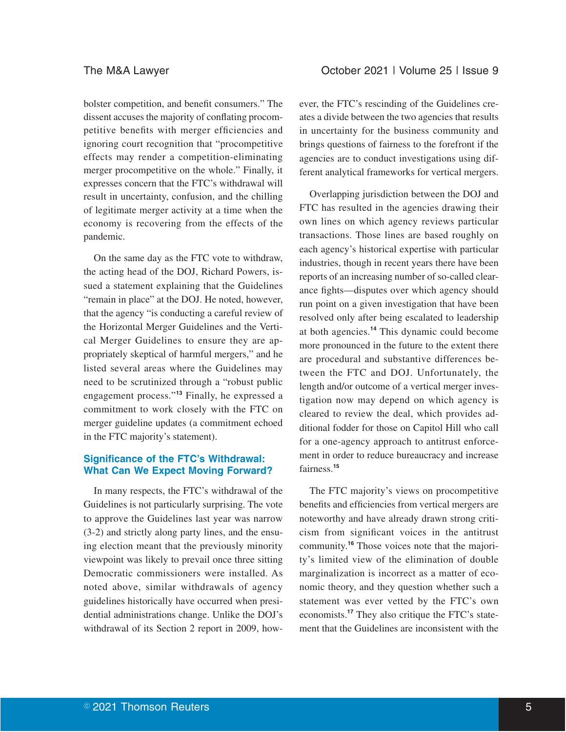bolster competition, and benefit consumers." The dissent accuses the majority of conflating procompetitive benefits with merger efficiencies and ignoring court recognition that "procompetitive effects may render a competition-eliminating merger procompetitive on the whole." Finally, it expresses concern that the FTC's withdrawal will result in uncertainty, confusion, and the chilling of legitimate merger activity at a time when the economy is recovering from the effects of the pandemic.

On the same day as the FTC vote to withdraw, the acting head of the DOJ, Richard Powers, issued a statement explaining that the Guidelines "remain in place" at the DOJ. He noted, however, that the agency "is conducting a careful review of the Horizontal Merger Guidelines and the Vertical Merger Guidelines to ensure they are appropriately skeptical of harmful mergers," and he listed several areas where the Guidelines may need to be scrutinized through a "robust public engagement process."[13] Finally, he expressed a commitment to work closely with the FTC on merger guideline updates (a commitment echoed in the FTC majority's statement).

### Significance of the FTC's Withdrawal: What Can We Expect Moving Forward?

In many respects, the FTC's withdrawal of the Guidelines is not particularly surprising. The vote to approve the Guidelines last year was narrow (3-2) and strictly along party lines, and the ensuing election meant that the previously minority viewpoint was likely to prevail once three sitting Democratic commissioners were installed. As noted above, similar withdrawals of agency guidelines historically have occurred when presidential administrations change. Unlike the DOJ's withdrawal of its Section 2 report in 2009, however, the FTC's rescinding of the Guidelines creates a divide between the two agencies that results in uncertainty for the business community and brings questions of fairness to the forefront if the agencies are to conduct investigations using different analytical frameworks for vertical mergers.

Overlapping jurisdiction between the DOJ and FTC has resulted in the agencies drawing their own lines on which agency reviews particular transactions. Those lines are based roughly on each agency's historical expertise with particular industries, though in recent years there have been reports of an increasing number of so-called clearance fights—disputes over which agency should run point on a given investigation that have been resolved only after being escalated to leadership at both agencies.[14] This dynamic could become more pronounced in the future to the extent there are procedural and substantive differences between the FTC and DOJ. Unfortunately, the length and/or outcome of a vertical merger investigation now may depend on which agency is cleared to review the deal, which provides additional fodder for those on Capitol Hill who call for a one-agency approach to antitrust enforcement in order to reduce bureaucracy and increase fairness.[15]

The FTC majority's views on procompetitive benefits and efficiencies from vertical mergers are noteworthy and have already drawn strong criticism from significant voices in the antitrust community.[16] Those voices note that the majority's limited view of the elimination of double marginalization is incorrect as a matter of economic theory, and they question whether such a statement was ever vetted by the FTC's own economists.[17] They also critique the FTC's statement that the Guidelines are inconsistent with the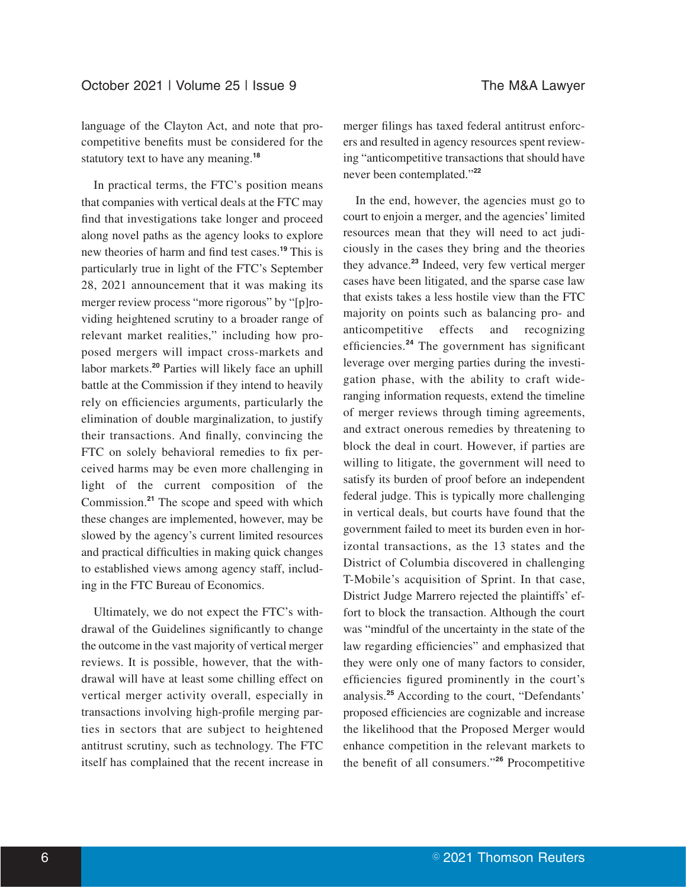language of the Clayton Act, and note that procompetitive benefits must be considered for the statutory text to have any meaning.[18]

In practical terms, the FTC's position means that companies with vertical deals at the FTC may find that investigations take longer and proceed along novel paths as the agency looks to explore new theories of harm and find test cases.[19] This is particularly true in light of the FTC's September 28, 2021 announcement that it was making its merger review process "more rigorous" by "[p]roviding heightened scrutiny to a broader range of relevant market realities," including how proposed mergers will impact cross-markets and labor markets.[20] Parties will likely face an uphill battle at the Commission if they intend to heavily rely on efficiencies arguments, particularly the elimination of double marginalization, to justify their transactions. And finally, convincing the FTC on solely behavioral remedies to fix perceived harms may be even more challenging in light of the current composition of the Commission.[21] The scope and speed with which these changes are implemented, however, may be slowed by the agency's current limited resources and practical difficulties in making quick changes to established views among agency staff, including in the FTC Bureau of Economics.

Ultimately, we do not expect the FTC's withdrawal of the Guidelines significantly to change the outcome in the vast majority of vertical merger reviews. It is possible, however, that the withdrawal will have at least some chilling effect on vertical merger activity overall, especially in transactions involving high-profile merging parties in sectors that are subject to heightened antitrust scrutiny, such as technology. The FTC itself has complained that the recent increase in merger filings has taxed federal antitrust enforcers and resulted in agency resources spent reviewing "anticompetitive transactions that should have never been contemplated."[22]

In the end, however, the agencies must go to court to enjoin a merger, and the agencies' limited resources mean that they will need to act judiciously in the cases they bring and the theories they advance.[23] Indeed, very few vertical merger cases have been litigated, and the sparse case law that exists takes a less hostile view than the FTC majority on points such as balancing pro- and anticompetitive effects and recognizing efficiencies.[24] The government has significant leverage over merging parties during the investigation phase, with the ability to craft wide-ranging information requests, extend the timeline of merger reviews through timing agreements, and extract onerous remedies by threatening to block the deal in court. However, if parties are willing to litigate, the government will need to satisfy its burden of proof before an independent federal judge. This is typically more challenging in vertical deals, but courts have found that the government failed to meet its burden even in horizontal transactions, as the 13 states and the District of Columbia discovered in challenging T-Mobile's acquisition of Sprint. In that case, District Judge Marrero rejected the plaintiffs' effort to block the transaction. Although the court was "mindful of the uncertainty in the state of the law regarding efficiencies" and emphasized that they were only one of many factors to consider, efficiencies figured prominently in the court's analysis.[25] According to the court, "Defendants' proposed efficiencies are cognizable and increase the likelihood that the Proposed Merger would enhance competition in the relevant markets to the benefit of all consumers."[26] Procompetitive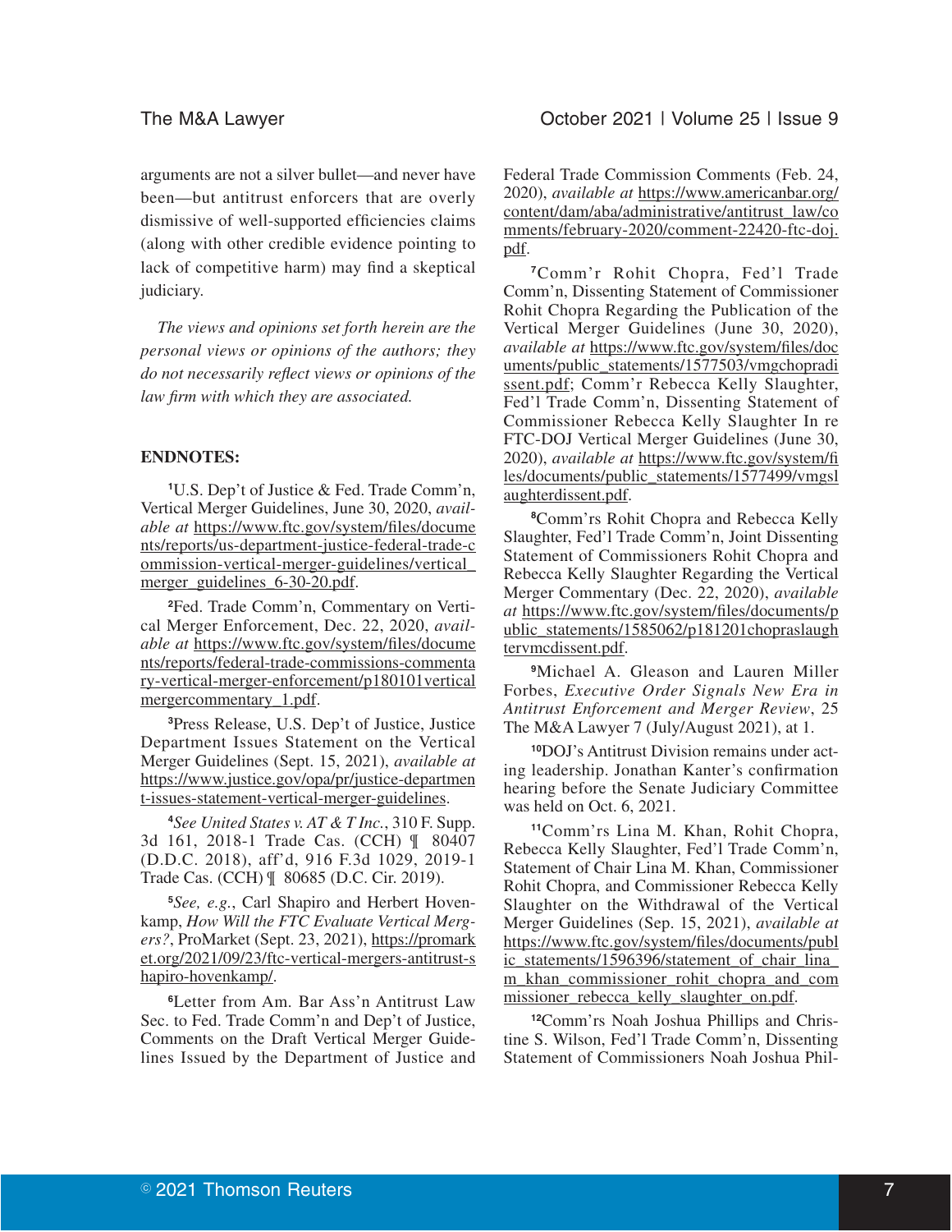arguments are not a silver bullet—and never have been—but antitrust enforcers that are overly dismissive of well-supported efficiencies claims (along with other credible evidence pointing to lack of competitive harm) may find a skeptical judiciary.

*The views and opinions set forth herein are the personal views or opinions of the authors; they do not necessarily reflect views or opinions of the law firm with which they are associated.*

**ENDNOTES:**

[1]U.S. Dep't of Justice & Fed. Trade Comm'n, Vertical Merger Guidelines, June 30, 2020, *available at* https://www.ftc.gov/system/files/documents/reports/us-department-justice-federal-trade-commission-vertical-merger-guidelines/vertical_merger_guidelines_6-30-20.pdf.

[2]Fed. Trade Comm'n, Commentary on Vertical Merger Enforcement, Dec. 22, 2020, *available at* https://www.ftc.gov/system/files/documents/reports/federal-trade-commissions-commentary-vertical-merger-enforcement/p180101verticalmergercommentary_1.pdf.

[3]Press Release, U.S. Dep't of Justice, Justice Department Issues Statement on the Vertical Merger Guidelines (Sept. 15, 2021), *available at* https://www.justice.gov/opa/pr/justice-department-issues-statement-vertical-merger-guidelines.

[4]*See United States v. AT & T Inc.*, 310 F. Supp. 3d 161, 2018-1 Trade Cas. (CCH) ¶ 80407 (D.D.C. 2018), aff'd, 916 F.3d 1029, 2019-1 Trade Cas. (CCH) ¶ 80685 (D.C. Cir. 2019).

[5]*See, e.g.*, Carl Shapiro and Herbert Hovenkamp, *How Will the FTC Evaluate Vertical Mergers?*, ProMarket (Sept. 23, 2021), https://promarket.org/2021/09/23/ftc-vertical-mergers-antitrust-shapiro-hovenkamp/.

[6]Letter from Am. Bar Ass'n Antitrust Law Sec. to Fed. Trade Comm'n and Dep't of Justice, Comments on the Draft Vertical Merger Guidelines Issued by the Department of Justice and Federal Trade Commission Comments (Feb. 24, 2020), *available at* https://www.americanbar.org/content/dam/aba/administrative/antitrust_law/comments/february-2020/comment-22420-ftc-doj.pdf.

[7]Comm'r Rohit Chopra, Fed'l Trade Comm'n, Dissenting Statement of Commissioner Rohit Chopra Regarding the Publication of the Vertical Merger Guidelines (June 30, 2020), *available at* https://www.ftc.gov/system/files/documents/public_statements/1577503/vmgchopradissent.pdf; Comm'r Rebecca Kelly Slaughter, Fed'l Trade Comm'n, Dissenting Statement of Commissioner Rebecca Kelly Slaughter In re FTC-DOJ Vertical Merger Guidelines (June 30, 2020), *available at* https://www.ftc.gov/system/files/documents/public_statements/1577499/vmgslaughterdissent.pdf.

[8]Comm'rs Rohit Chopra and Rebecca Kelly Slaughter, Fed'l Trade Comm'n, Joint Dissenting Statement of Commissioners Rohit Chopra and Rebecca Kelly Slaughter Regarding the Vertical Merger Commentary (Dec. 22, 2020), *available at* https://www.ftc.gov/system/files/documents/public_statements/1585062/p181201chopraslaughtervmcdissent.pdf.

[9]Michael A. Gleason and Lauren Miller Forbes, *Executive Order Signals New Era in Antitrust Enforcement and Merger Review*, 25 The M&A Lawyer 7 (July/August 2021), at 1.

[10]DOJ's Antitrust Division remains under acting leadership. Jonathan Kanter's confirmation hearing before the Senate Judiciary Committee was held on Oct. 6, 2021.

[11]Comm'rs Lina M. Khan, Rohit Chopra, Rebecca Kelly Slaughter, Fed'l Trade Comm'n, Statement of Chair Lina M. Khan, Commissioner Rohit Chopra, and Commissioner Rebecca Kelly Slaughter on the Withdrawal of the Vertical Merger Guidelines (Sep. 15, 2021), *available at* https://www.ftc.gov/system/files/documents/public_statements/1596396/statement_of_chair_lina_m_khan_commissioner_rohit_chopra_and_commissioner_rebecca_kelly_slaughter_on.pdf.

[12]Comm'rs Noah Joshua Phillips and Christine S. Wilson, Fed'l Trade Comm'n, Dissenting Statement of Commissioners Noah Joshua Phil-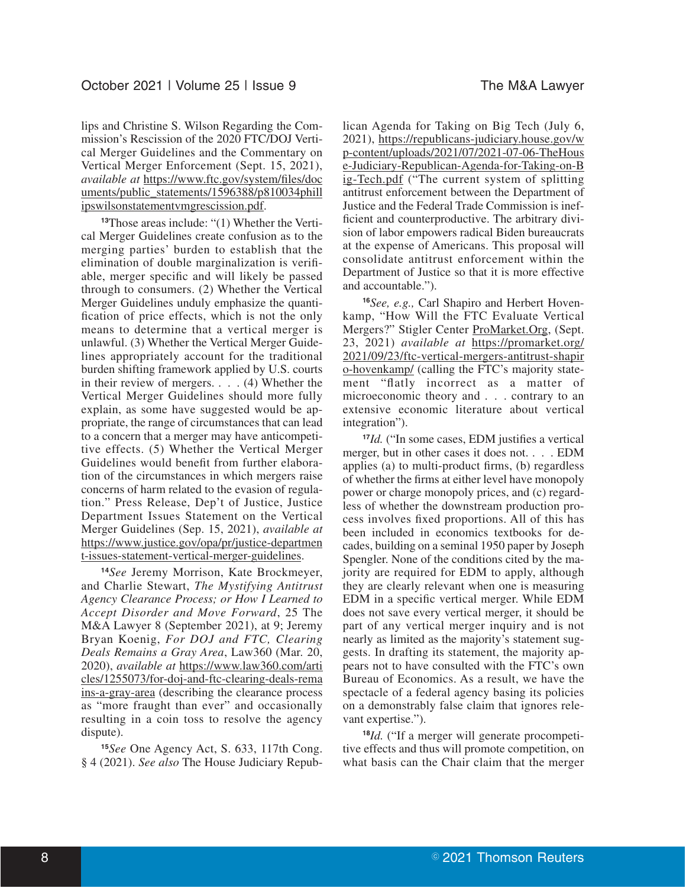lips and Christine S. Wilson Regarding the Commission's Rescission of the 2020 FTC/DOJ Vertical Merger Guidelines and the Commentary on Vertical Merger Enforcement (Sept. 15, 2021), *available at* https://www.ftc.gov/system/files/documents/public_statements/1596388/p810034phillipswilsonstatementvmgrescission.pdf.

[13]Those areas include: "(1) Whether the Vertical Merger Guidelines create confusion as to the merging parties' burden to establish that the elimination of double marginalization is verifiable, merger specific and will likely be passed through to consumers. (2) Whether the Vertical Merger Guidelines unduly emphasize the quantification of price effects, which is not the only means to determine that a vertical merger is unlawful. (3) Whether the Vertical Merger Guidelines appropriately account for the traditional burden shifting framework applied by U.S. courts in their review of mergers. . . . (4) Whether the Vertical Merger Guidelines should more fully explain, as some have suggested would be appropriate, the range of circumstances that can lead to a concern that a merger may have anticompetitive effects. (5) Whether the Vertical Merger Guidelines would benefit from further elaboration of the circumstances in which mergers raise concerns of harm related to the evasion of regulation." Press Release, Dep't of Justice, Justice Department Issues Statement on the Vertical Merger Guidelines (Sep. 15, 2021), *available at* https://www.justice.gov/opa/pr/justice-department-issues-statement-vertical-merger-guidelines.

[14]*See* Jeremy Morrison, Kate Brockmeyer, and Charlie Stewart, *The Mystifying Antitrust Agency Clearance Process; or How I Learned to Accept Disorder and Move Forward*, 25 The M&A Lawyer 8 (September 2021), at 9; Jeremy Bryan Koenig, *For DOJ and FTC, Clearing Deals Remains a Gray Area*, Law360 (Mar. 20, 2020), *available at* https://www.law360.com/articles/1255073/for-doj-and-ftc-clearing-deals-remains-a-gray-area (describing the clearance process as "more fraught than ever" and occasionally resulting in a coin toss to resolve the agency dispute).

[15]*See* One Agency Act, S. 633, 117th Cong. § 4 (2021). *See also* The House Judiciary Republican Agenda for Taking on Big Tech (July 6, 2021), https://republicans-judiciary.house.gov/wp-content/uploads/2021/07/2021-07-06-TheHouse-Judiciary-Republican-Agenda-for-Taking-on-Big-Tech.pdf ("The current system of splitting antitrust enforcement between the Department of Justice and the Federal Trade Commission is inefficient and counterproductive. The arbitrary division of labor empowers radical Biden bureaucrats at the expense of Americans. This proposal will consolidate antitrust enforcement within the Department of Justice so that it is more effective and accountable.").

[16]*See, e.g.,* Carl Shapiro and Herbert Hovenkamp, "How Will the FTC Evaluate Vertical Mergers?" Stigler Center ProMarket.Org, (Sept. 23, 2021) *available at* https://promarket.org/2021/09/23/ftc-vertical-mergers-antitrust-shapiro-hovenkamp/ (calling the FTC's majority statement "flatly incorrect as a matter of microeconomic theory and . . . contrary to an extensive economic literature about vertical integration").

[17]*Id.* ("In some cases, EDM justifies a vertical merger, but in other cases it does not. . . . EDM applies (a) to multi-product firms, (b) regardless of whether the firms at either level have monopoly power or charge monopoly prices, and (c) regardless of whether the downstream production process involves fixed proportions. All of this has been included in economics textbooks for decades, building on a seminal 1950 paper by Joseph Spengler. None of the conditions cited by the majority are required for EDM to apply, although they are clearly relevant when one is measuring EDM in a specific vertical merger. While EDM does not save every vertical merger, it should be part of any vertical merger inquiry and is not nearly as limited as the majority's statement suggests. In drafting its statement, the majority appears not to have consulted with the FTC's own Bureau of Economics. As a result, we have the spectacle of a federal agency basing its policies on a demonstrably false claim that ignores relevant expertise.").

[18]*Id.* ("If a merger will generate procompetitive effects and thus will promote competition, on what basis can the Chair claim that the merger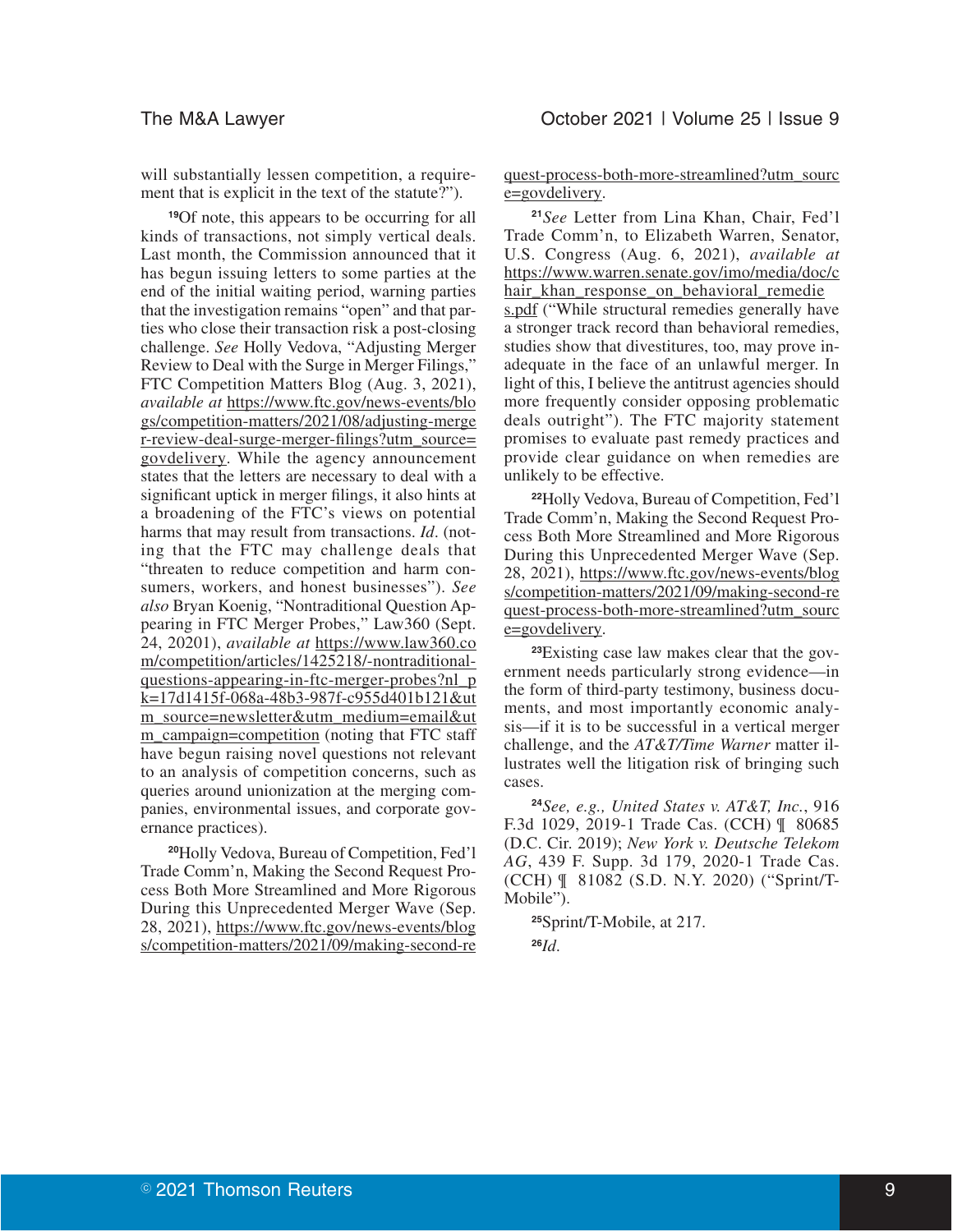will substantially lessen competition, a requirement that is explicit in the text of the statute?").

[19]Of note, this appears to be occurring for all kinds of transactions, not simply vertical deals. Last month, the Commission announced that it has begun issuing letters to some parties at the end of the initial waiting period, warning parties that the investigation remains "open" and that parties who close their transaction risk a post-closing challenge. *See* Holly Vedova, "Adjusting Merger Review to Deal with the Surge in Merger Filings," FTC Competition Matters Blog (Aug. 3, 2021), *available at* https://www.ftc.gov/news-events/blogs/competition-matters/2021/08/adjusting-merger-review-deal-surge-merger-filings?utm_source=govdelivery. While the agency announcement states that the letters are necessary to deal with a significant uptick in merger filings, it also hints at a broadening of the FTC's views on potential harms that may result from transactions. *Id*. (noting that the FTC may challenge deals that "threaten to reduce competition and harm consumers, workers, and honest businesses"). *See also* Bryan Koenig, "Nontraditional Question Appearing in FTC Merger Probes," Law360 (Sept. 24, 20201), *available at* https://www.law360.com/competition/articles/1425218/-nontraditional-questions-appearing-in-ftc-merger-probes?nl_pk=17d1415f-068a-48b3-987f-c955d401b121&utm_source=newsletter&utm_medium=email&utm_campaign=competition (noting that FTC staff have begun raising novel questions not relevant to an analysis of competition concerns, such as queries around unionization at the merging companies, environmental issues, and corporate governance practices).

[20]Holly Vedova, Bureau of Competition, Fed'l Trade Comm'n, Making the Second Request Process Both More Streamlined and More Rigorous During this Unprecedented Merger Wave (Sep. 28, 2021), https://www.ftc.gov/news-events/blogs/competition-matters/2021/09/making-second-request-process-both-more-streamlined?utm_source=govdelivery.

[21]*See* Letter from Lina Khan, Chair, Fed'l Trade Comm'n, to Elizabeth Warren, Senator, U.S. Congress (Aug. 6, 2021), *available at* https://www.warren.senate.gov/imo/media/doc/chair_khan_response_on_behavioral_remedies.pdf ("While structural remedies generally have a stronger track record than behavioral remedies, studies show that divestitures, too, may prove inadequate in the face of an unlawful merger. In light of this, I believe the antitrust agencies should more frequently consider opposing problematic deals outright"). The FTC majority statement promises to evaluate past remedy practices and provide clear guidance on when remedies are unlikely to be effective.

[22]Holly Vedova, Bureau of Competition, Fed'l Trade Comm'n, Making the Second Request Process Both More Streamlined and More Rigorous During this Unprecedented Merger Wave (Sep. 28, 2021), https://www.ftc.gov/news-events/blogs/competition-matters/2021/09/making-second-request-process-both-more-streamlined?utm_source=govdelivery.

[23]Existing case law makes clear that the government needs particularly strong evidence—in the form of third-party testimony, business documents, and most importantly economic analysis—if it is to be successful in a vertical merger challenge, and the *AT&T/Time Warner* matter illustrates well the litigation risk of bringing such cases.

[24]*See, e.g., United States v. AT&T, Inc.*, 916 F.3d 1029, 2019-1 Trade Cas. (CCH) ¶ 80685 (D.C. Cir. 2019); *New York v. Deutsche Telekom AG*, 439 F. Supp. 3d 179, 2020-1 Trade Cas. (CCH) ¶ 81082 (S.D. N.Y. 2020) ("Sprint/T-Mobile").

[25]Sprint/T-Mobile, at 217.

[26]*Id*.